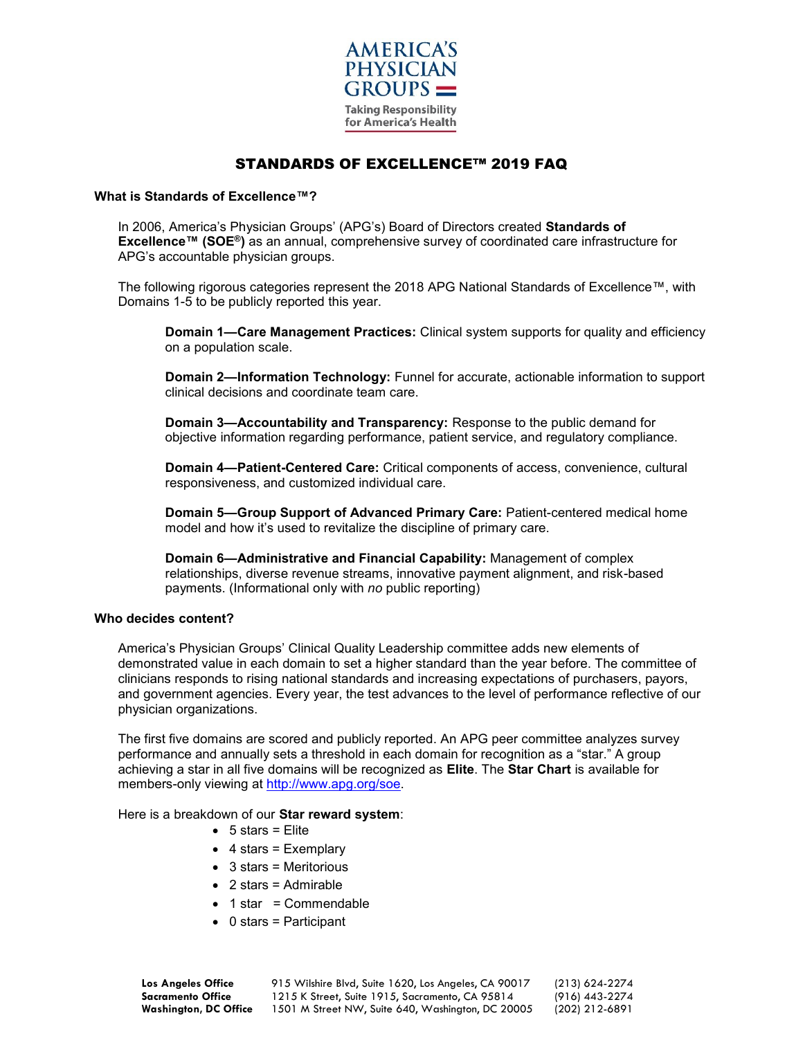AMERICA'S PHYSICIAN GROUPS

Taking Responsibility for America's Health

# STANDARDS OF EXCELLENCE™ 2019 FAQ

### What is Standards of Excellence™?

In 2006, America's Physician Groups' (APG's) Board of Directors created **Standards of Excellence™ (SOE®)** as an annual, comprehensive survey of coordinated care infrastructure for APG's accountable physician groups.

The following rigorous categories represent the 2018 APG National Standards of Excellence™, with Domains 1-5 to be publicly reported this year.

**Domain 1—Care Management Practices:** Clinical system supports for quality and efficiency on a population scale.

**Domain 2—Information Technology:** Funnel for accurate, actionable information to support clinical decisions and coordinate team care.

**Domain 3—Accountability and Transparency:** Response to the public demand for objective information regarding performance, patient service, and regulatory compliance.

**Domain 4—Patient-Centered Care:** Critical components of access, convenience, cultural responsiveness, and customized individual care.

**Domain 5—Group Support of Advanced Primary Care:** Patient-centered medical home model and how it's used to revitalize the discipline of primary care.

**Domain 6—Administrative and Financial Capability:** Management of complex relationships, diverse revenue streams, innovative payment alignment, and risk-based payments. (Informational only with *no* public reporting)

### Who decides content?

America's Physician Groups' Clinical Quality Leadership committee adds new elements of demonstrated value in each domain to set a higher standard than the year before. The committee of clinicians responds to rising national standards and increasing expectations of purchasers, payors, and government agencies. Every year, the test advances to the level of performance reflective of our physician organizations.

The first five domains are scored and publicly reported. An APG peer committee analyzes survey performance and annually sets a threshold in each domain for recognition as a "star." A group achieving a star in all five domains will be recognized as **Elite**. The **Star Chart** is available for members-only viewing at http://www.apg.org/soe.

Here is a breakdown of our **Star reward system**:

- 5 stars = Elite
- 4 stars = Exemplary
- 3 stars = Meritorious
- 2 stars = Admirable
- 1 star = Commendable
- 0 stars = Participant

| | | |
|---|---|---|
| **Los Angeles Office** | 915 Wilshire Blvd, Suite 1620, Los Angeles, CA 90017 | (213) 624-2274 |
| **Sacramento Office** | 1215 K Street, Suite 1915, Sacramento, CA 95814 | (916) 443-2274 |
| **Washington, DC Office** | 1501 M Street NW, Suite 640, Washington, DC 20005 | (202) 212-6891 |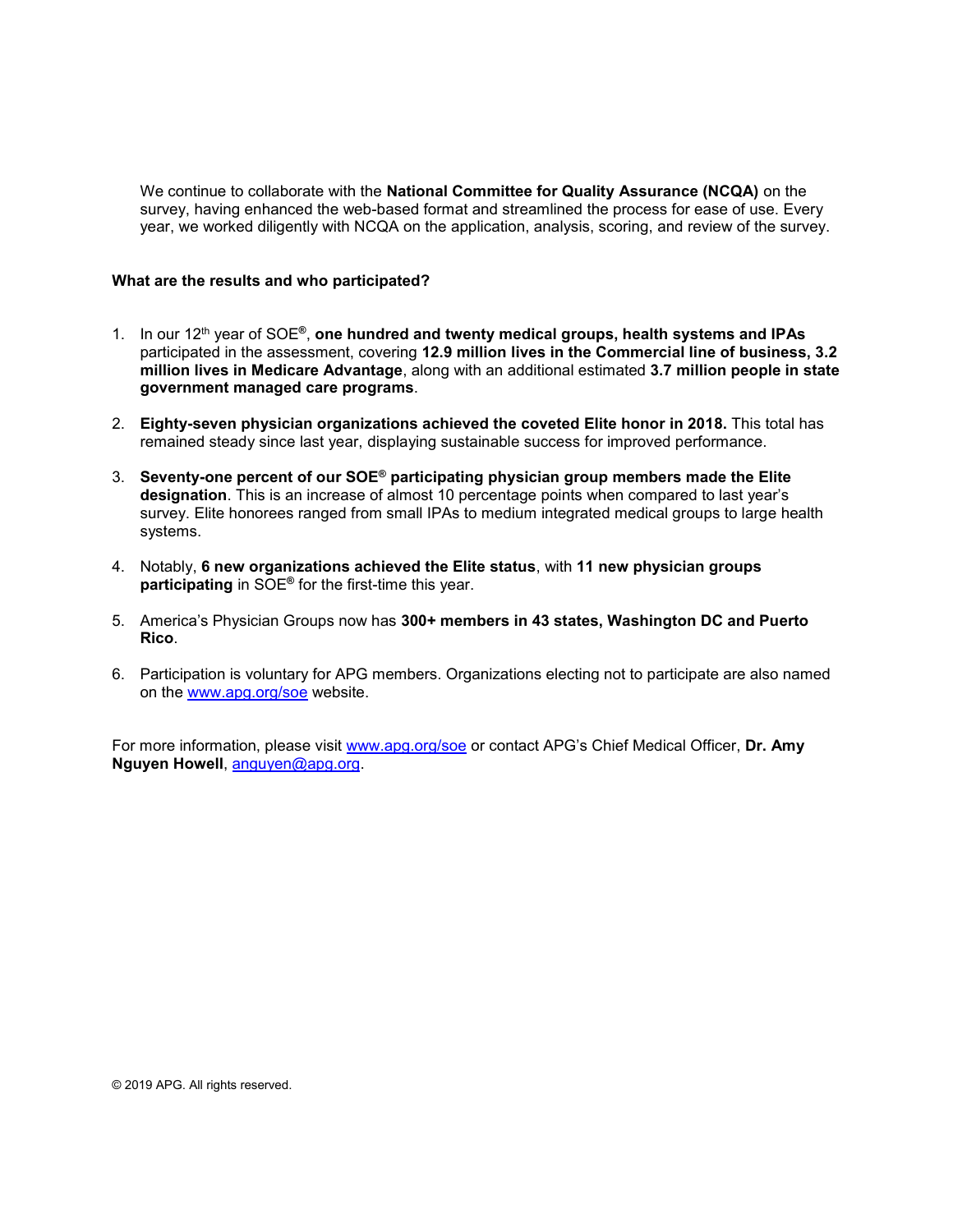We continue to collaborate with the **National Committee for Quality Assurance (NCQA)** on the survey, having enhanced the web-based format and streamlined the process for ease of use. Every year, we worked diligently with NCQA on the application, analysis, scoring, and review of the survey.

**What are the results and who participated?**

1. In our 12th year of SOE®, **one hundred and twenty medical groups, health systems and IPAs** participated in the assessment, covering **12.9 million lives in the Commercial line of business, 3.2 million lives in Medicare Advantage**, along with an additional estimated **3.7 million people in state government managed care programs**.

2. **Eighty-seven physician organizations achieved the coveted Elite honor in 2018.** This total has remained steady since last year, displaying sustainable success for improved performance.

3. **Seventy-one percent of our SOE® participating physician group members made the Elite designation**. This is an increase of almost 10 percentage points when compared to last year's survey. Elite honorees ranged from small IPAs to medium integrated medical groups to large health systems.

4. Notably, **6 new organizations achieved the Elite status**, with **11 new physician groups participating** in SOE® for the first-time this year.

5. America's Physician Groups now has **300+ members in 43 states, Washington DC and Puerto Rico**.

6. Participation is voluntary for APG members. Organizations electing not to participate are also named on the www.apg.org/soe website.

For more information, please visit www.apg.org/soe or contact APG's Chief Medical Officer, **Dr. Amy Nguyen Howell**, anguyen@apg.org.

© 2019 APG. All rights reserved.